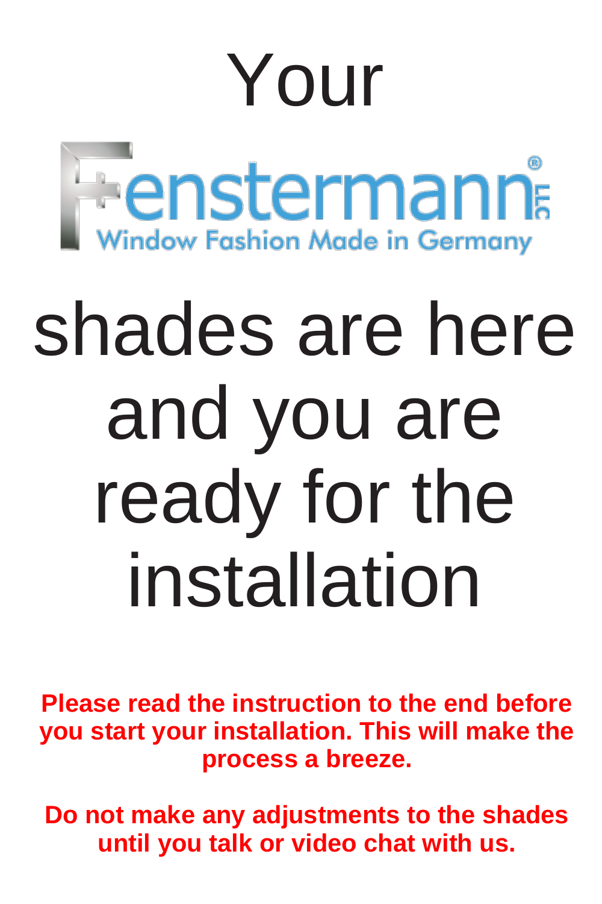# Your

# Fenstermann® LLC

Window Fashion Made in Germany

# shades are here and you are ready for the installation

**Please read the instruction to the end before you start your installation. This will make the process a breeze.**

**Do not make any adjustments to the shades until you talk or video chat with us.**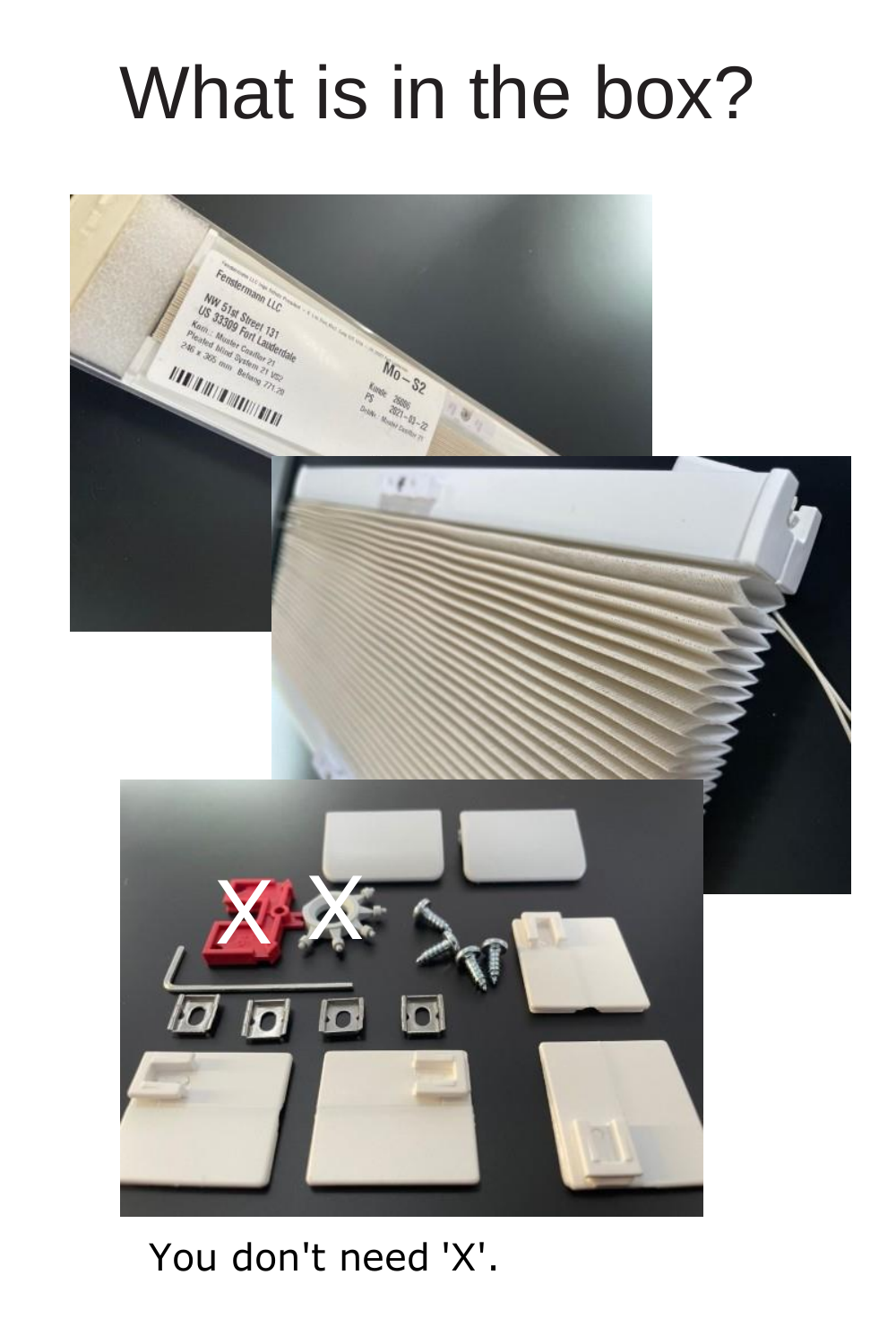# What is in the box?

You don't need 'X'.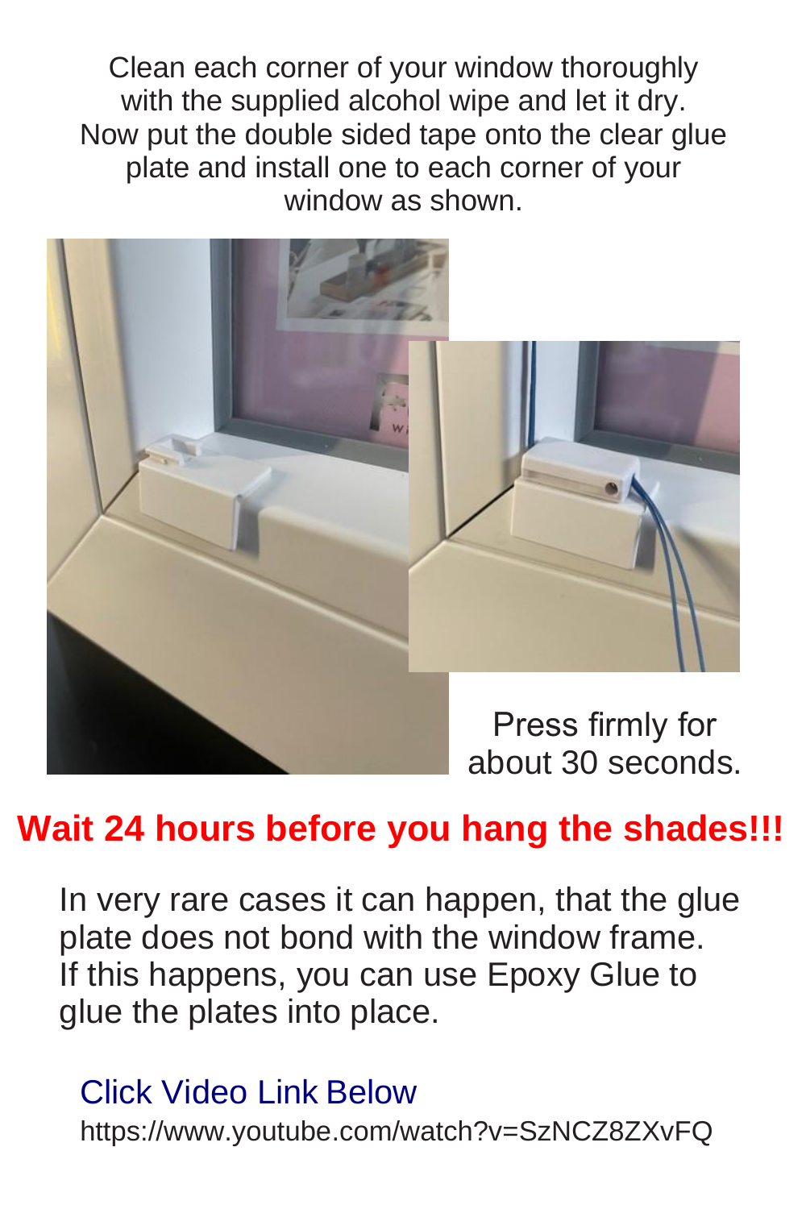Clean each corner of your window thoroughly with the supplied alcohol wipe and let it dry. Now put the double sided tape onto the clear glue plate and install one to each corner of your window as shown.

Press firmly for about 30 seconds.

**Wait 24 hours before you hang the shades!!!**

In very rare cases it can happen, that the glue plate does not bond with the window frame. If this happens, you can use Epoxy Glue to glue the plates into place.

Click Video Link Below

https://www.youtube.com/watch?v=SzNCZ8ZXvFQ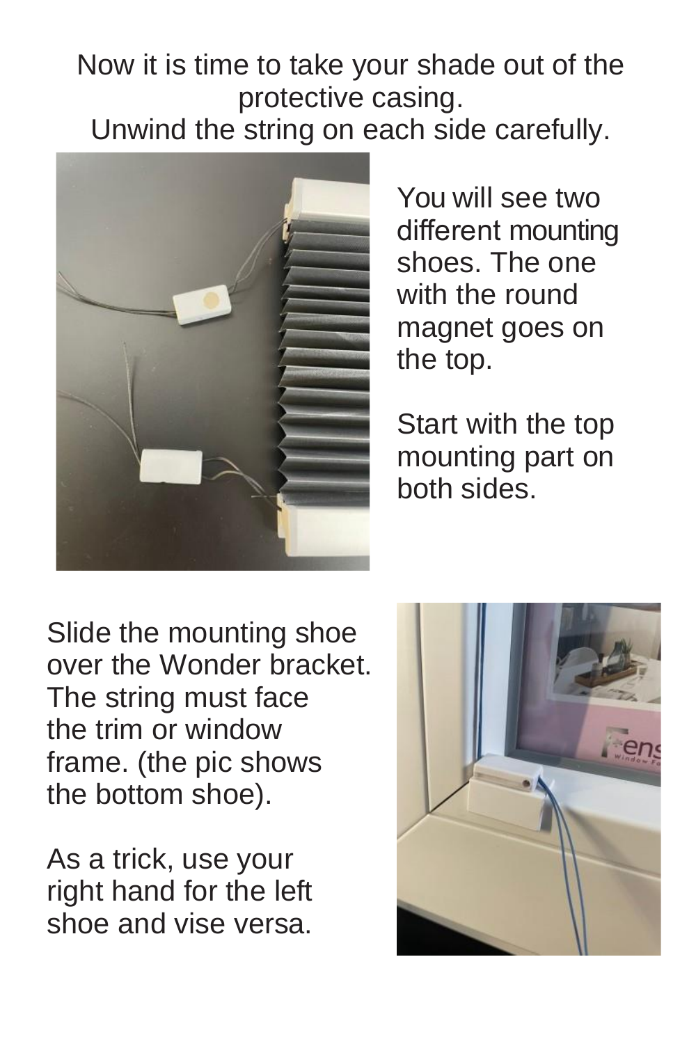Now it is time to take your shade out of the protective casing.
Unwind the string on each side carefully.

You will see two different mounting shoes. The one with the round magnet goes on the top.

Start with the top mounting part on both sides.

Slide the mounting shoe over the Wonder bracket. The string must face the trim or window frame. (the pic shows the bottom shoe).

As a trick, use your right hand for the left shoe and vise versa.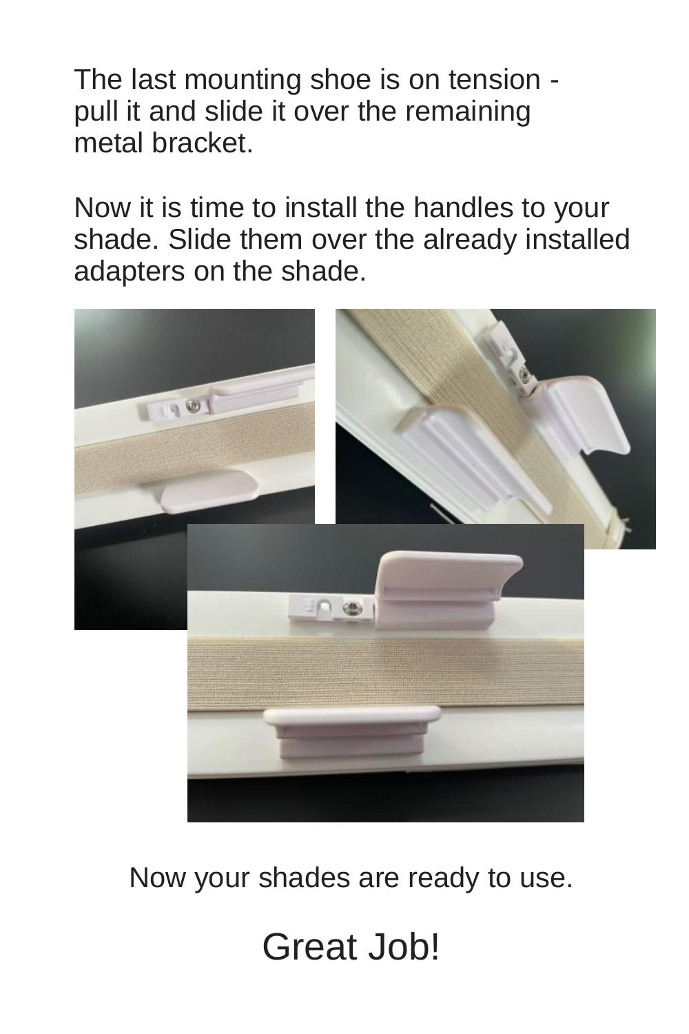The last mounting shoe is on tension - pull it and slide it over the remaining metal bracket.

Now it is time to install the handles to your shade. Slide them over the already installed adapters on the shade.

Now your shades are ready to use.

Great Job!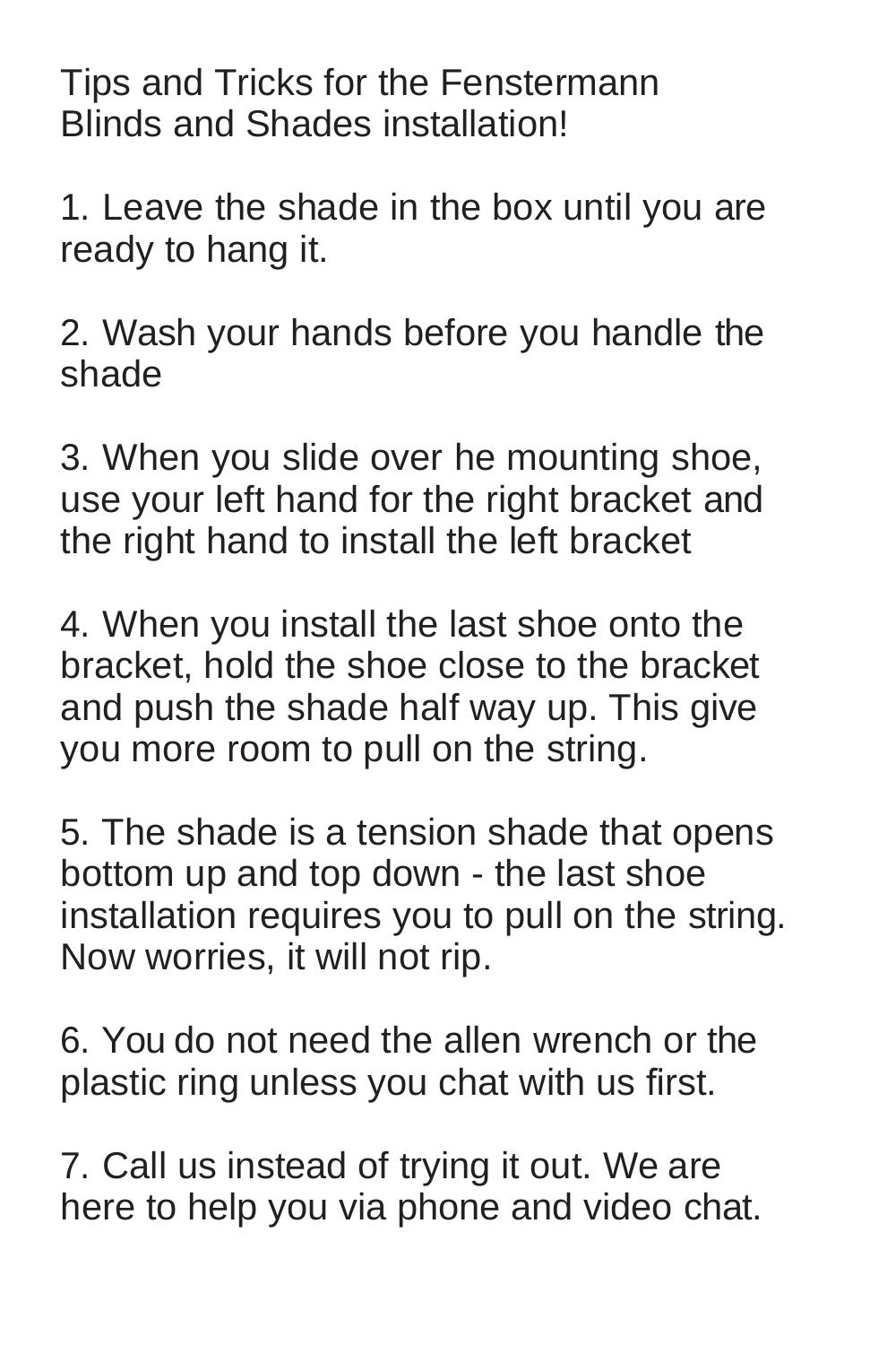Tips and Tricks for the Fenstermann Blinds and Shades installation!

1. Leave the shade in the box until you are ready to hang it.

2. Wash your hands before you handle the shade

3. When you slide over he mounting shoe, use your left hand for the right bracket and the right hand to install the left bracket

4. When you install the last shoe onto the bracket, hold the shoe close to the bracket and push the shade half way up. This give you more room to pull on the string.

5. The shade is a tension shade that opens bottom up and top down - the last shoe installation requires you to pull on the string. Now worries, it will not rip.

6. You do not need the allen wrench or the plastic ring unless you chat with us first.

7. Call us instead of trying it out. We are here to help you via phone and video chat.